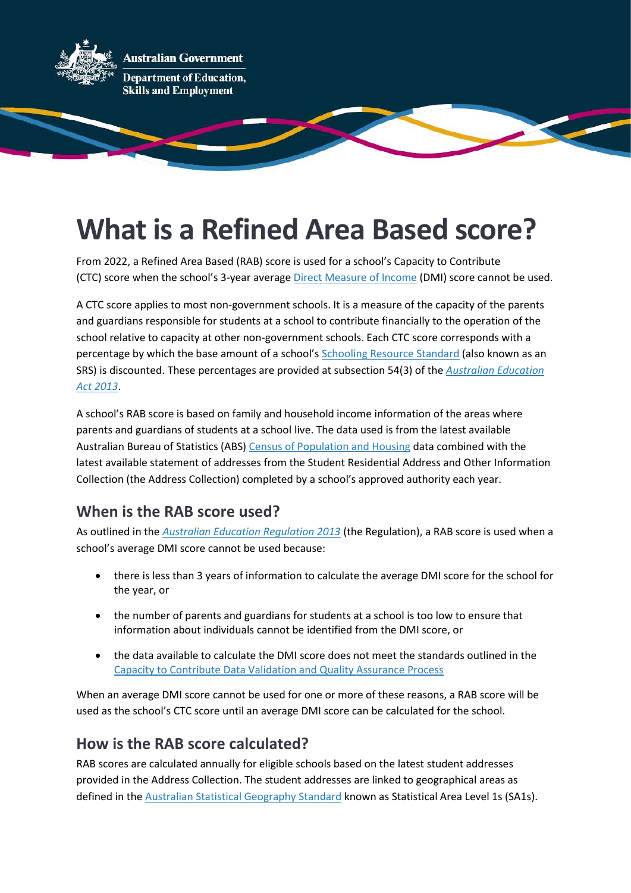Australian Government

Department of Education, Skills and Employment

# What is a Refined Area Based score?

From 2022, a Refined Area Based (RAB) score is used for a school's Capacity to Contribute (CTC) score when the school's 3-year average Direct Measure of Income (DMI) score cannot be used.

A CTC score applies to most non-government schools. It is a measure of the capacity of the parents and guardians responsible for students at a school to contribute financially to the operation of the school relative to capacity at other non-government schools. Each CTC score corresponds with a percentage by which the base amount of a school's Schooling Resource Standard (also known as an SRS) is discounted. These percentages are provided at subsection 54(3) of the *Australian Education Act 2013*.

A school's RAB score is based on family and household income information of the areas where parents and guardians of students at a school live. The data used is from the latest available Australian Bureau of Statistics (ABS) Census of Population and Housing data combined with the latest available statement of addresses from the Student Residential Address and Other Information Collection (the Address Collection) completed by a school's approved authority each year.

## When is the RAB score used?

As outlined in the *Australian Education Regulation 2013* (the Regulation), a RAB score is used when a school's average DMI score cannot be used because:

- there is less than 3 years of information to calculate the average DMI score for the school for the year, or
- the number of parents and guardians for students at a school is too low to ensure that information about individuals cannot be identified from the DMI score, or
- the data available to calculate the DMI score does not meet the standards outlined in the Capacity to Contribute Data Validation and Quality Assurance Process

When an average DMI score cannot be used for one or more of these reasons, a RAB score will be used as the school's CTC score until an average DMI score can be calculated for the school.

## How is the RAB score calculated?

RAB scores are calculated annually for eligible schools based on the latest student addresses provided in the Address Collection. The student addresses are linked to geographical areas as defined in the Australian Statistical Geography Standard known as Statistical Area Level 1s (SA1s).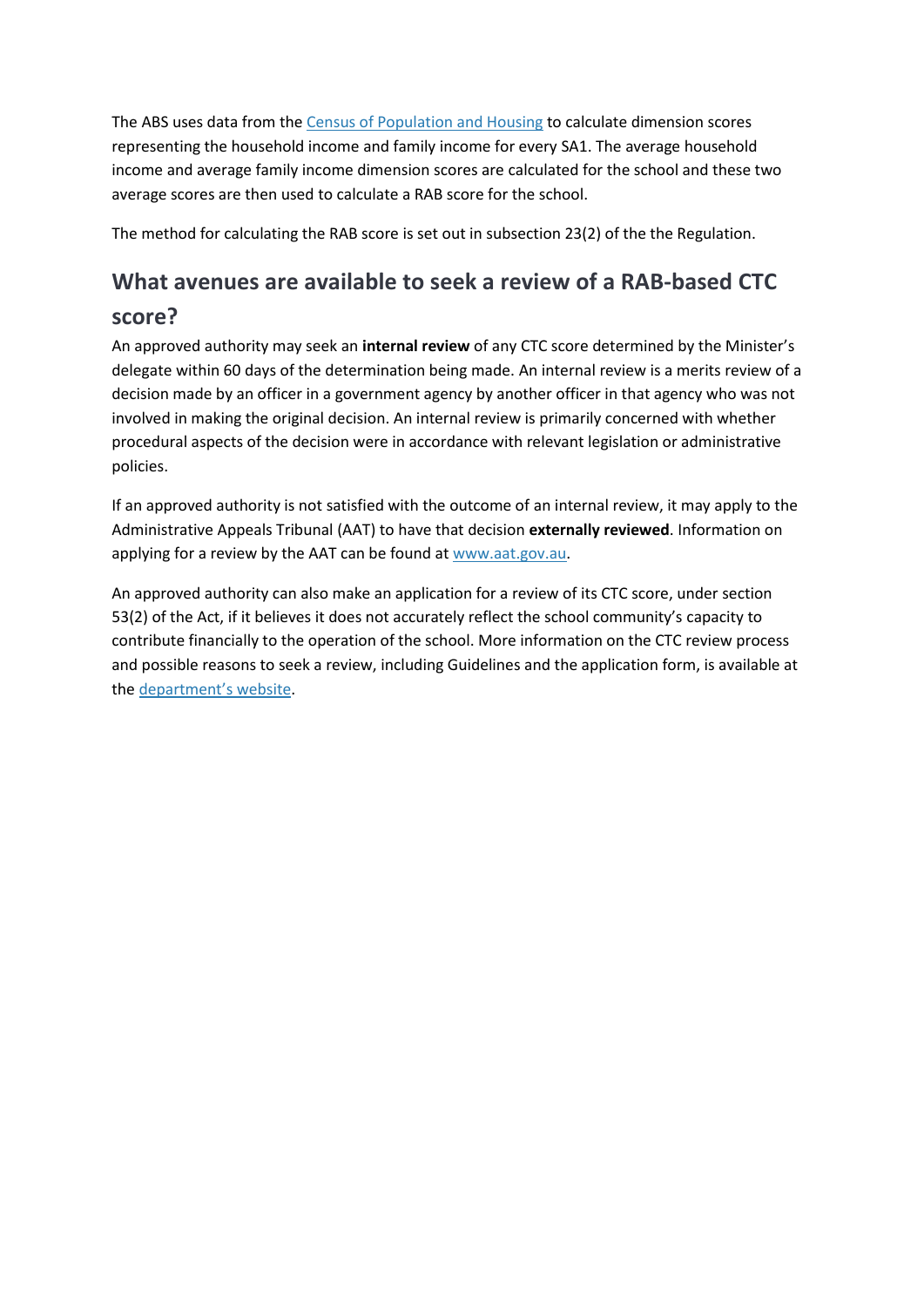The ABS uses data from the [Census of Population and Housing](#) to calculate dimension scores representing the household income and family income for every SA1. The average household income and average family income dimension scores are calculated for the school and these two average scores are then used to calculate a RAB score for the school.

The method for calculating the RAB score is set out in subsection 23(2) of the the Regulation.

## What avenues are available to seek a review of a RAB-based CTC score?

An approved authority may seek an **internal review** of any CTC score determined by the Minister's delegate within 60 days of the determination being made. An internal review is a merits review of a decision made by an officer in a government agency by another officer in that agency who was not involved in making the original decision. An internal review is primarily concerned with whether procedural aspects of the decision were in accordance with relevant legislation or administrative policies.

If an approved authority is not satisfied with the outcome of an internal review, it may apply to the Administrative Appeals Tribunal (AAT) to have that decision **externally reviewed**. Information on applying for a review by the AAT can be found at [www.aat.gov.au](http://www.aat.gov.au).

An approved authority can also make an application for a review of its CTC score, under section 53(2) of the Act, if it believes it does not accurately reflect the school community's capacity to contribute financially to the operation of the school. More information on the CTC review process and possible reasons to seek a review, including Guidelines and the application form, is available at the [department's website](#).